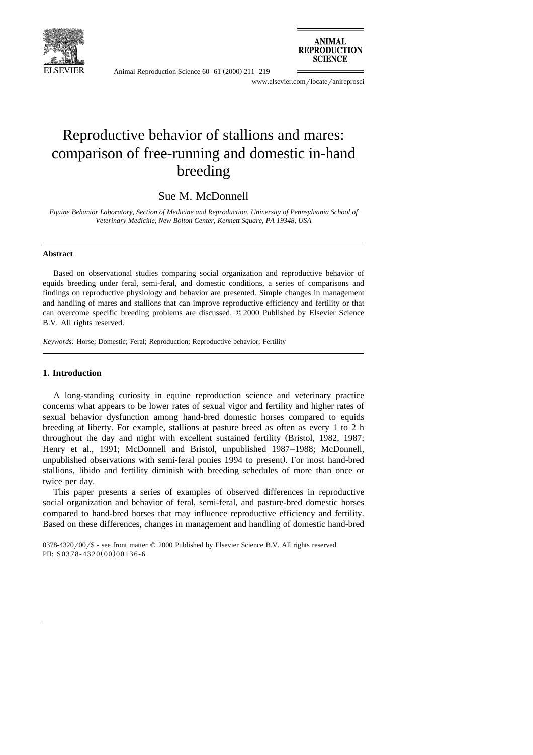# Reproductive behavior of stallions and mares: comparison of free-running and domestic in-hand breeding

Sue M. McDonnell

*Equine Behavior Laboratory, Section of Medicine and Reproduction, University of Pennsylvania School of Veterinary Medicine, New Bolton Center, Kennett Square, PA 19348, USA*

---

### Abstract

Based on observational studies comparing social organization and reproductive behavior of equids breeding under feral, semi-feral, and domestic conditions, a series of comparisons and findings on reproductive physiology and behavior are presented. Simple changes in management and handling of mares and stallions that can improve reproductive efficiency and fertility or that can overcome specific breeding problems are discussed. © 2000 Published by Elsevier Science B.V. All rights reserved.

*Keywords:* Horse; Domestic; Feral; Reproduction; Reproductive behavior; Fertility

---

## 1. Introduction

A long-standing curiosity in equine reproduction science and veterinary practice concerns what appears to be lower rates of sexual vigor and fertility and higher rates of sexual behavior dysfunction among hand-bred domestic horses compared to equids breeding at liberty. For example, stallions at pasture breed as often as every 1 to 2 h throughout the day and night with excellent sustained fertility (Bristol, 1982, 1987; Henry et al., 1991; McDonnell and Bristol, unpublished 1987–1988; McDonnell, unpublished observations with semi-feral ponies 1994 to present). For most hand-bred stallions, libido and fertility diminish with breeding schedules of more than once or twice per day.

This paper presents a series of examples of observed differences in reproductive social organization and behavior of feral, semi-feral, and pasture-bred domestic horses compared to hand-bred horses that may influence reproductive efficiency and fertility. Based on these differences, changes in management and handling of domestic hand-bred

0378-4320/00/$ - see front matter © 2000 Published by Elsevier Science B.V. All rights reserved.
PII: S0378-4320(00)00136-6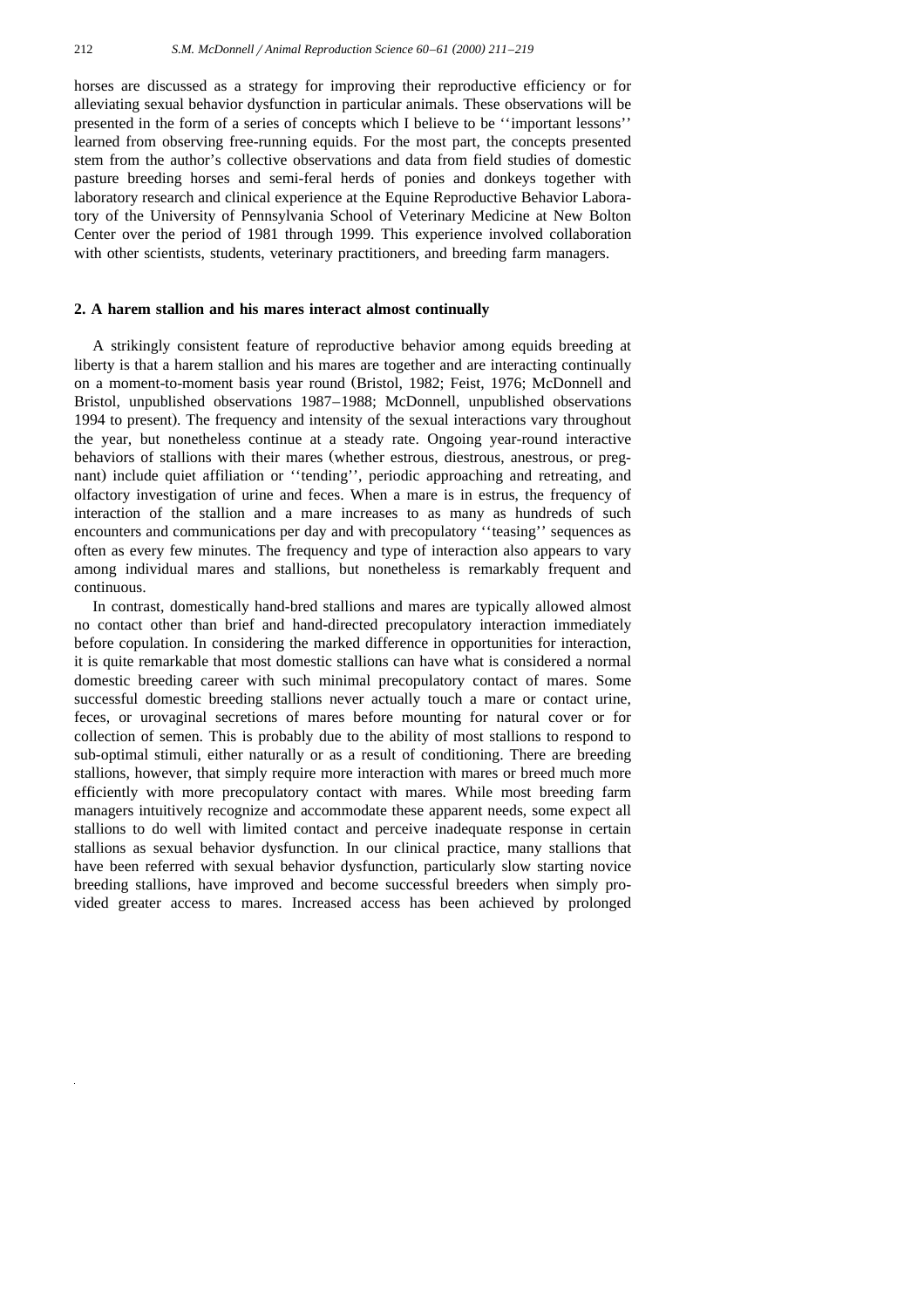horses are discussed as a strategy for improving their reproductive efficiency or for alleviating sexual behavior dysfunction in particular animals. These observations will be presented in the form of a series of concepts which I believe to be ''important lessons'' learned from observing free-running equids. For the most part, the concepts presented stem from the author's collective observations and data from field studies of domestic pasture breeding horses and semi-feral herds of ponies and donkeys together with laboratory research and clinical experience at the Equine Reproductive Behavior Laboratory of the University of Pennsylvania School of Veterinary Medicine at New Bolton Center over the period of 1981 through 1999. This experience involved collaboration with other scientists, students, veterinary practitioners, and breeding farm managers.

## 2. A harem stallion and his mares interact almost continually

A strikingly consistent feature of reproductive behavior among equids breeding at liberty is that a harem stallion and his mares are together and are interacting continually on a moment-to-moment basis year round (Bristol, 1982; Feist, 1976; McDonnell and Bristol, unpublished observations 1987–1988; McDonnell, unpublished observations 1994 to present). The frequency and intensity of the sexual interactions vary throughout the year, but nonetheless continue at a steady rate. Ongoing year-round interactive behaviors of stallions with their mares (whether estrous, diestrous, anestrous, or pregnant) include quiet affiliation or ''tending'', periodic approaching and retreating, and olfactory investigation of urine and feces. When a mare is in estrus, the frequency of interaction of the stallion and a mare increases to as many as hundreds of such encounters and communications per day and with precopulatory ''teasing'' sequences as often as every few minutes. The frequency and type of interaction also appears to vary among individual mares and stallions, but nonetheless is remarkably frequent and continuous.

In contrast, domestically hand-bred stallions and mares are typically allowed almost no contact other than brief and hand-directed precopulatory interaction immediately before copulation. In considering the marked difference in opportunities for interaction, it is quite remarkable that most domestic stallions can have what is considered a normal domestic breeding career with such minimal precopulatory contact of mares. Some successful domestic breeding stallions never actually touch a mare or contact urine, feces, or urovaginal secretions of mares before mounting for natural cover or for collection of semen. This is probably due to the ability of most stallions to respond to sub-optimal stimuli, either naturally or as a result of conditioning. There are breeding stallions, however, that simply require more interaction with mares or breed much more efficiently with more precopulatory contact with mares. While most breeding farm managers intuitively recognize and accommodate these apparent needs, some expect all stallions to do well with limited contact and perceive inadequate response in certain stallions as sexual behavior dysfunction. In our clinical practice, many stallions that have been referred with sexual behavior dysfunction, particularly slow starting novice breeding stallions, have improved and become successful breeders when simply provided greater access to mares. Increased access has been achieved by prolonged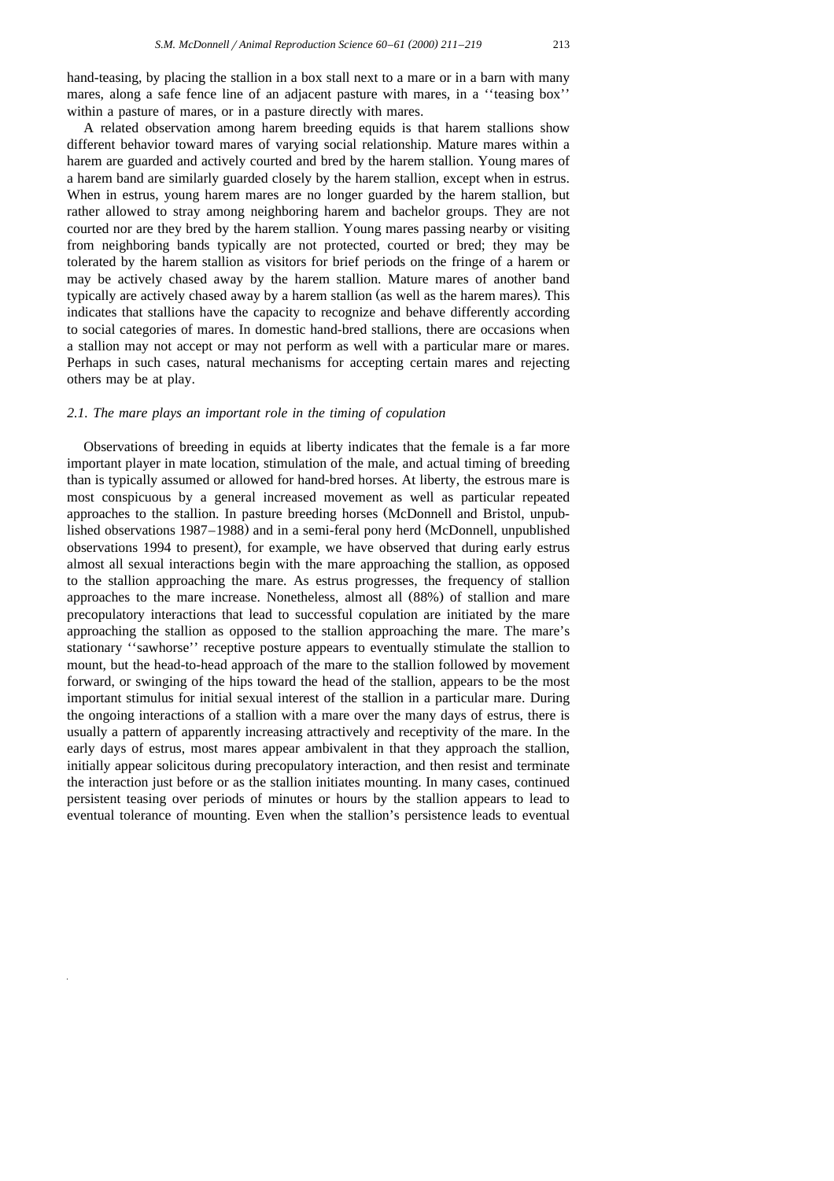hand-teasing, by placing the stallion in a box stall next to a mare or in a barn with many mares, along a safe fence line of an adjacent pasture with mares, in a ''teasing box'' within a pasture of mares, or in a pasture directly with mares.

A related observation among harem breeding equids is that harem stallions show different behavior toward mares of varying social relationship. Mature mares within a harem are guarded and actively courted and bred by the harem stallion. Young mares of a harem band are similarly guarded closely by the harem stallion, except when in estrus. When in estrus, young harem mares are no longer guarded by the harem stallion, but rather allowed to stray among neighboring harem and bachelor groups. They are not courted nor are they bred by the harem stallion. Young mares passing nearby or visiting from neighboring bands typically are not protected, courted or bred; they may be tolerated by the harem stallion as visitors for brief periods on the fringe of a harem or may be actively chased away by the harem stallion. Mature mares of another band typically are actively chased away by a harem stallion (as well as the harem mares). This indicates that stallions have the capacity to recognize and behave differently according to social categories of mares. In domestic hand-bred stallions, there are occasions when a stallion may not accept or may not perform as well with a particular mare or mares. Perhaps in such cases, natural mechanisms for accepting certain mares and rejecting others may be at play.

### *2.1. The mare plays an important role in the timing of copulation*

Observations of breeding in equids at liberty indicates that the female is a far more important player in mate location, stimulation of the male, and actual timing of breeding than is typically assumed or allowed for hand-bred horses. At liberty, the estrous mare is most conspicuous by a general increased movement as well as particular repeated approaches to the stallion. In pasture breeding horses (McDonnell and Bristol, unpublished observations 1987–1988) and in a semi-feral pony herd (McDonnell, unpublished observations 1994 to present), for example, we have observed that during early estrus almost all sexual interactions begin with the mare approaching the stallion, as opposed to the stallion approaching the mare. As estrus progresses, the frequency of stallion approaches to the mare increase. Nonetheless, almost all (88%) of stallion and mare precopulatory interactions that lead to successful copulation are initiated by the mare approaching the stallion as opposed to the stallion approaching the mare. The mare's stationary ''sawhorse'' receptive posture appears to eventually stimulate the stallion to mount, but the head-to-head approach of the mare to the stallion followed by movement forward, or swinging of the hips toward the head of the stallion, appears to be the most important stimulus for initial sexual interest of the stallion in a particular mare. During the ongoing interactions of a stallion with a mare over the many days of estrus, there is usually a pattern of apparently increasing attractively and receptivity of the mare. In the early days of estrus, most mares appear ambivalent in that they approach the stallion, initially appear solicitous during precopulatory interaction, and then resist and terminate the interaction just before or as the stallion initiates mounting. In many cases, continued persistent teasing over periods of minutes or hours by the stallion appears to lead to eventual tolerance of mounting. Even when the stallion's persistence leads to eventual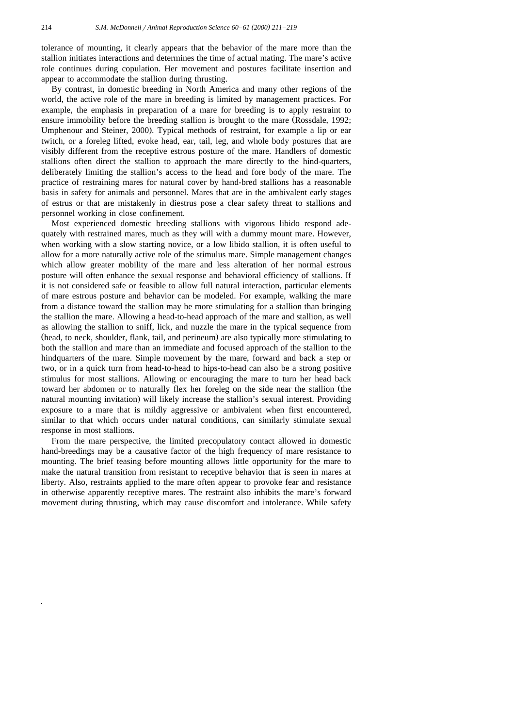tolerance of mounting, it clearly appears that the behavior of the mare more than the stallion initiates interactions and determines the time of actual mating. The mare's active role continues during copulation. Her movement and postures facilitate insertion and appear to accommodate the stallion during thrusting.

By contrast, in domestic breeding in North America and many other regions of the world, the active role of the mare in breeding is limited by management practices. For example, the emphasis in preparation of a mare for breeding is to apply restraint to ensure immobility before the breeding stallion is brought to the mare (Rossdale, 1992; Umphenour and Steiner, 2000). Typical methods of restraint, for example a lip or ear twitch, or a foreleg lifted, evoke head, ear, tail, leg, and whole body postures that are visibly different from the receptive estrous posture of the mare. Handlers of domestic stallions often direct the stallion to approach the mare directly to the hind-quarters, deliberately limiting the stallion's access to the head and fore body of the mare. The practice of restraining mares for natural cover by hand-bred stallions has a reasonable basis in safety for animals and personnel. Mares that are in the ambivalent early stages of estrus or that are mistakenly in diestrus pose a clear safety threat to stallions and personnel working in close confinement.

Most experienced domestic breeding stallions with vigorous libido respond adequately with restrained mares, much as they will with a dummy mount mare. However, when working with a slow starting novice, or a low libido stallion, it is often useful to allow for a more naturally active role of the stimulus mare. Simple management changes which allow greater mobility of the mare and less alteration of her normal estrous posture will often enhance the sexual response and behavioral efficiency of stallions. If it is not considered safe or feasible to allow full natural interaction, particular elements of mare estrous posture and behavior can be modeled. For example, walking the mare from a distance toward the stallion may be more stimulating for a stallion than bringing the stallion the mare. Allowing a head-to-head approach of the mare and stallion, as well as allowing the stallion to sniff, lick, and nuzzle the mare in the typical sequence from (head, to neck, shoulder, flank, tail, and perineum) are also typically more stimulating to both the stallion and mare than an immediate and focused approach of the stallion to the hindquarters of the mare. Simple movement by the mare, forward and back a step or two, or in a quick turn from head-to-head to hips-to-head can also be a strong positive stimulus for most stallions. Allowing or encouraging the mare to turn her head back toward her abdomen or to naturally flex her foreleg on the side near the stallion (the natural mounting invitation) will likely increase the stallion's sexual interest. Providing exposure to a mare that is mildly aggressive or ambivalent when first encountered, similar to that which occurs under natural conditions, can similarly stimulate sexual response in most stallions.

From the mare perspective, the limited precopulatory contact allowed in domestic hand-breedings may be a causative factor of the high frequency of mare resistance to mounting. The brief teasing before mounting allows little opportunity for the mare to make the natural transition from resistant to receptive behavior that is seen in mares at liberty. Also, restraints applied to the mare often appear to provoke fear and resistance in otherwise apparently receptive mares. The restraint also inhibits the mare's forward movement during thrusting, which may cause discomfort and intolerance. While safety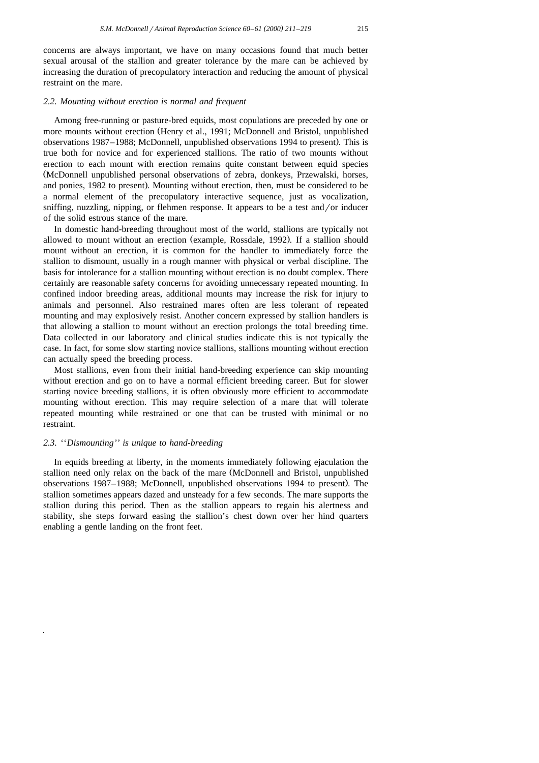concerns are always important, we have on many occasions found that much better sexual arousal of the stallion and greater tolerance by the mare can be achieved by increasing the duration of precopulatory interaction and reducing the amount of physical restraint on the mare.

### *2.2. Mounting without erection is normal and frequent*

Among free-running or pasture-bred equids, most copulations are preceded by one or more mounts without erection (Henry et al., 1991; McDonnell and Bristol, unpublished observations 1987–1988; McDonnell, unpublished observations 1994 to present). This is true both for novice and for experienced stallions. The ratio of two mounts without erection to each mount with erection remains quite constant between equid species (McDonnell unpublished personal observations of zebra, donkeys, Przewalski, horses, and ponies, 1982 to present). Mounting without erection, then, must be considered to be a normal element of the precopulatory interactive sequence, just as vocalization, sniffing, nuzzling, nipping, or flehmen response. It appears to be a test and/or inducer of the solid estrous stance of the mare.

In domestic hand-breeding throughout most of the world, stallions are typically not allowed to mount without an erection (example, Rossdale, 1992). If a stallion should mount without an erection, it is common for the handler to immediately force the stallion to dismount, usually in a rough manner with physical or verbal discipline. The basis for intolerance for a stallion mounting without erection is no doubt complex. There certainly are reasonable safety concerns for avoiding unnecessary repeated mounting. In confined indoor breeding areas, additional mounts may increase the risk for injury to animals and personnel. Also restrained mares often are less tolerant of repeated mounting and may explosively resist. Another concern expressed by stallion handlers is that allowing a stallion to mount without an erection prolongs the total breeding time. Data collected in our laboratory and clinical studies indicate this is not typically the case. In fact, for some slow starting novice stallions, stallions mounting without erection can actually speed the breeding process.

Most stallions, even from their initial hand-breeding experience can skip mounting without erection and go on to have a normal efficient breeding career. But for slower starting novice breeding stallions, it is often obviously more efficient to accommodate mounting without erection. This may require selection of a mare that will tolerate repeated mounting while restrained or one that can be trusted with minimal or no restraint.

### *2.3. ''Dismounting'' is unique to hand-breeding*

In equids breeding at liberty, in the moments immediately following ejaculation the stallion need only relax on the back of the mare (McDonnell and Bristol, unpublished observations 1987–1988; McDonnell, unpublished observations 1994 to present). The stallion sometimes appears dazed and unsteady for a few seconds. The mare supports the stallion during this period. Then as the stallion appears to regain his alertness and stability, she steps forward easing the stallion's chest down over her hind quarters enabling a gentle landing on the front feet.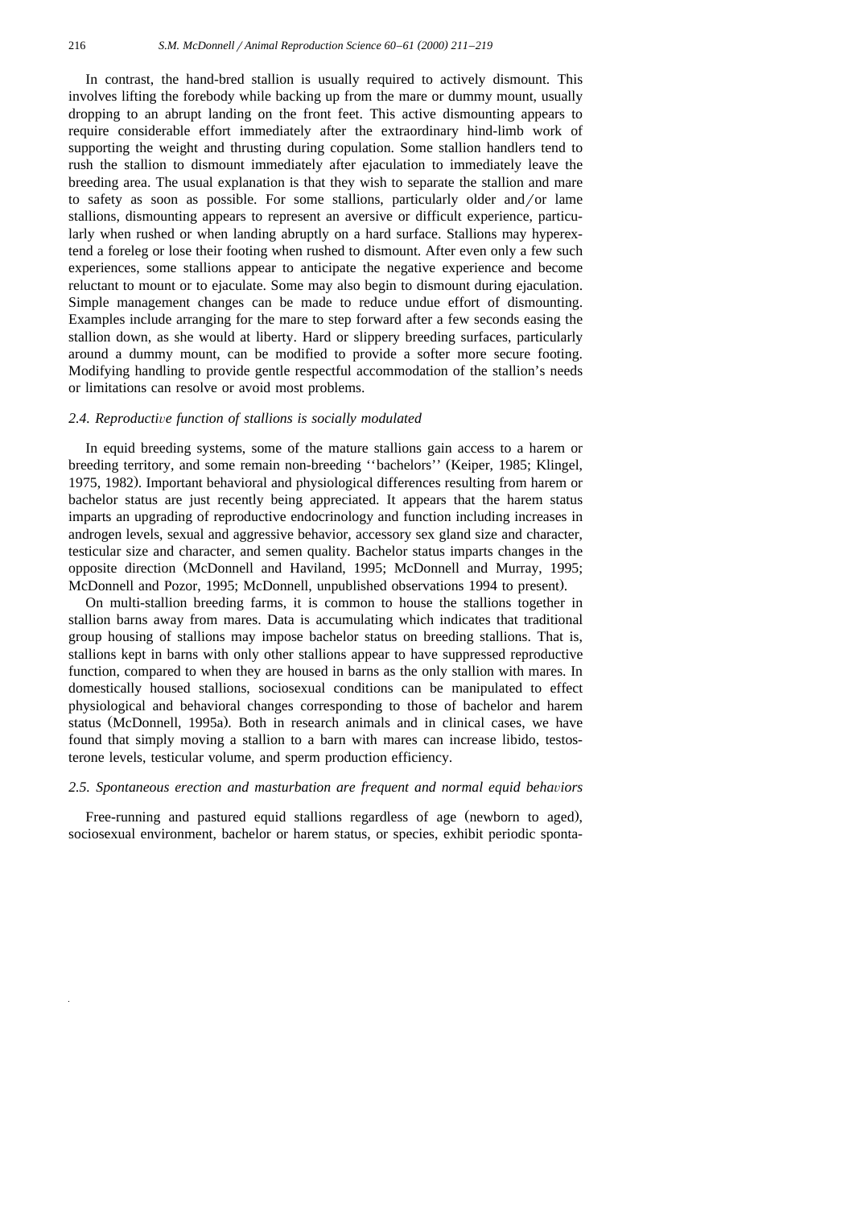In contrast, the hand-bred stallion is usually required to actively dismount. This involves lifting the forebody while backing up from the mare or dummy mount, usually dropping to an abrupt landing on the front feet. This active dismounting appears to require considerable effort immediately after the extraordinary hind-limb work of supporting the weight and thrusting during copulation. Some stallion handlers tend to rush the stallion to dismount immediately after ejaculation to immediately leave the breeding area. The usual explanation is that they wish to separate the stallion and mare to safety as soon as possible. For some stallions, particularly older and/or lame stallions, dismounting appears to represent an aversive or difficult experience, particularly when rushed or when landing abruptly on a hard surface. Stallions may hyperextend a foreleg or lose their footing when rushed to dismount. After even only a few such experiences, some stallions appear to anticipate the negative experience and become reluctant to mount or to ejaculate. Some may also begin to dismount during ejaculation. Simple management changes can be made to reduce undue effort of dismounting. Examples include arranging for the mare to step forward after a few seconds easing the stallion down, as she would at liberty. Hard or slippery breeding surfaces, particularly around a dummy mount, can be modified to provide a softer more secure footing. Modifying handling to provide gentle respectful accommodation of the stallion's needs or limitations can resolve or avoid most problems.

### *2.4. Reproductive function of stallions is socially modulated*

In equid breeding systems, some of the mature stallions gain access to a harem or breeding territory, and some remain non-breeding ''bachelors'' (Keiper, 1985; Klingel, 1975, 1982). Important behavioral and physiological differences resulting from harem or bachelor status are just recently being appreciated. It appears that the harem status imparts an upgrading of reproductive endocrinology and function including increases in androgen levels, sexual and aggressive behavior, accessory sex gland size and character, testicular size and character, and semen quality. Bachelor status imparts changes in the opposite direction (McDonnell and Haviland, 1995; McDonnell and Murray, 1995; McDonnell and Pozor, 1995; McDonnell, unpublished observations 1994 to present).

On multi-stallion breeding farms, it is common to house the stallions together in stallion barns away from mares. Data is accumulating which indicates that traditional group housing of stallions may impose bachelor status on breeding stallions. That is, stallions kept in barns with only other stallions appear to have suppressed reproductive function, compared to when they are housed in barns as the only stallion with mares. In domestically housed stallions, sociosexual conditions can be manipulated to effect physiological and behavioral changes corresponding to those of bachelor and harem status (McDonnell, 1995a). Both in research animals and in clinical cases, we have found that simply moving a stallion to a barn with mares can increase libido, testosterone levels, testicular volume, and sperm production efficiency.

### *2.5. Spontaneous erection and masturbation are frequent and normal equid behaviors*

Free-running and pastured equid stallions regardless of age (newborn to aged), sociosexual environment, bachelor or harem status, or species, exhibit periodic sponta-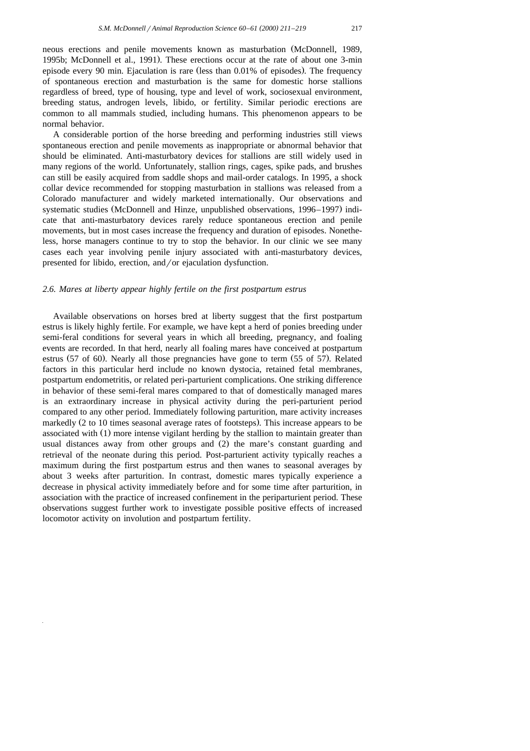neous erections and penile movements known as masturbation (McDonnell, 1989, 1995b; McDonnell et al., 1991). These erections occur at the rate of about one 3-min episode every 90 min. Ejaculation is rare (less than 0.01% of episodes). The frequency of spontaneous erection and masturbation is the same for domestic horse stallions regardless of breed, type of housing, type and level of work, sociosexual environment, breeding status, androgen levels, libido, or fertility. Similar periodic erections are common to all mammals studied, including humans. This phenomenon appears to be normal behavior.

A considerable portion of the horse breeding and performing industries still views spontaneous erection and penile movements as inappropriate or abnormal behavior that should be eliminated. Anti-masturbatory devices for stallions are still widely used in many regions of the world. Unfortunately, stallion rings, cages, spike pads, and brushes can still be easily acquired from saddle shops and mail-order catalogs. In 1995, a shock collar device recommended for stopping masturbation in stallions was released from a Colorado manufacturer and widely marketed internationally. Our observations and systematic studies (McDonnell and Hinze, unpublished observations, 1996–1997) indicate that anti-masturbatory devices rarely reduce spontaneous erection and penile movements, but in most cases increase the frequency and duration of episodes. Nonetheless, horse managers continue to try to stop the behavior. In our clinic we see many cases each year involving penile injury associated with anti-masturbatory devices, presented for libido, erection, and/or ejaculation dysfunction.

### *2.6. Mares at liberty appear highly fertile on the first postpartum estrus*

Available observations on horses bred at liberty suggest that the first postpartum estrus is likely highly fertile. For example, we have kept a herd of ponies breeding under semi-feral conditions for several years in which all breeding, pregnancy, and foaling events are recorded. In that herd, nearly all foaling mares have conceived at postpartum estrus (57 of 60). Nearly all those pregnancies have gone to term (55 of 57). Related factors in this particular herd include no known dystocia, retained fetal membranes, postpartum endometritis, or related peri-parturient complications. One striking difference in behavior of these semi-feral mares compared to that of domestically managed mares is an extraordinary increase in physical activity during the peri-parturient period compared to any other period. Immediately following parturition, mare activity increases markedly (2 to 10 times seasonal average rates of footsteps). This increase appears to be associated with (1) more intense vigilant herding by the stallion to maintain greater than usual distances away from other groups and (2) the mare's constant guarding and retrieval of the neonate during this period. Post-parturient activity typically reaches a maximum during the first postpartum estrus and then wanes to seasonal averages by about 3 weeks after parturition. In contrast, domestic mares typically experience a decrease in physical activity immediately before and for some time after parturition, in association with the practice of increased confinement in the periparturient period. These observations suggest further work to investigate possible positive effects of increased locomotor activity on involution and postpartum fertility.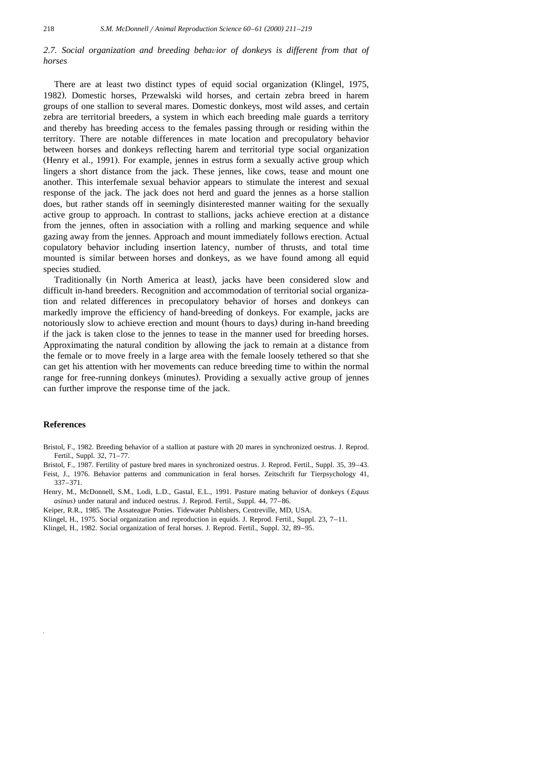### 2.7. Social organization and breeding behavior of donkeys is different from that of horses

There are at least two distinct types of equid social organization (Klingel, 1975, 1982). Domestic horses, Przewalski wild horses, and certain zebra breed in harem groups of one stallion to several mares. Domestic donkeys, most wild asses, and certain zebra are territorial breeders, a system in which each breeding male guards a territory and thereby has breeding access to the females passing through or residing within the territory. There are notable differences in mate location and precopulatory behavior between horses and donkeys reflecting harem and territorial type social organization (Henry et al., 1991). For example, jennes in estrus form a sexually active group which lingers a short distance from the jack. These jennes, like cows, tease and mount one another. This interfemale sexual behavior appears to stimulate the interest and sexual response of the jack. The jack does not herd and guard the jennes as a horse stallion does, but rather stands off in seemingly disinterested manner waiting for the sexually active group to approach. In contrast to stallions, jacks achieve erection at a distance from the jennes, often in association with a rolling and marking sequence and while gazing away from the jennes. Approach and mount immediately follows erection. Actual copulatory behavior including insertion latency, number of thrusts, and total time mounted is similar between horses and donkeys, as we have found among all equid species studied.

Traditionally (in North America at least), jacks have been considered slow and difficult in-hand breeders. Recognition and accommodation of territorial social organization and related differences in precopulatory behavior of horses and donkeys can markedly improve the efficiency of hand-breeding of donkeys. For example, jacks are notoriously slow to achieve erection and mount (hours to days) during in-hand breeding if the jack is taken close to the jennes to tease in the manner used for breeding horses. Approximating the natural condition by allowing the jack to remain at a distance from the female or to move freely in a large area with the female loosely tethered so that she can get his attention with her movements can reduce breeding time to within the normal range for free-running donkeys (minutes). Providing a sexually active group of jennes can further improve the response time of the jack.

## References

Bristol, F., 1982. Breeding behavior of a stallion at pasture with 20 mares in synchronized oestrus. J. Reprod. Fertil., Suppl. 32, 71–77.

Bristol, F., 1987. Fertility of pasture bred mares in synchronized oestrus. J. Reprod. Fertil., Suppl. 35, 39–43.

Feist, J., 1976. Behavior patterns and communication in feral horses. Zeitschrift fur Tierpsychology 41, 337–371.

Henry, M., McDonnell, S.M., Lodi, L.D., Gastal, E.L., 1991. Pasture mating behavior of donkeys (*Equus asinus*) under natural and induced oestrus. J. Reprod. Fertil., Suppl. 44, 77–86.

Keiper, R.R., 1985. The Assateague Ponies. Tidewater Publishers, Centreville, MD, USA.

Klingel, H., 1975. Social organization and reproduction in equids. J. Reprod. Fertil., Suppl. 23, 7–11.

Klingel, H., 1982. Social organization of feral horses. J. Reprod. Fertil., Suppl. 32, 89–95.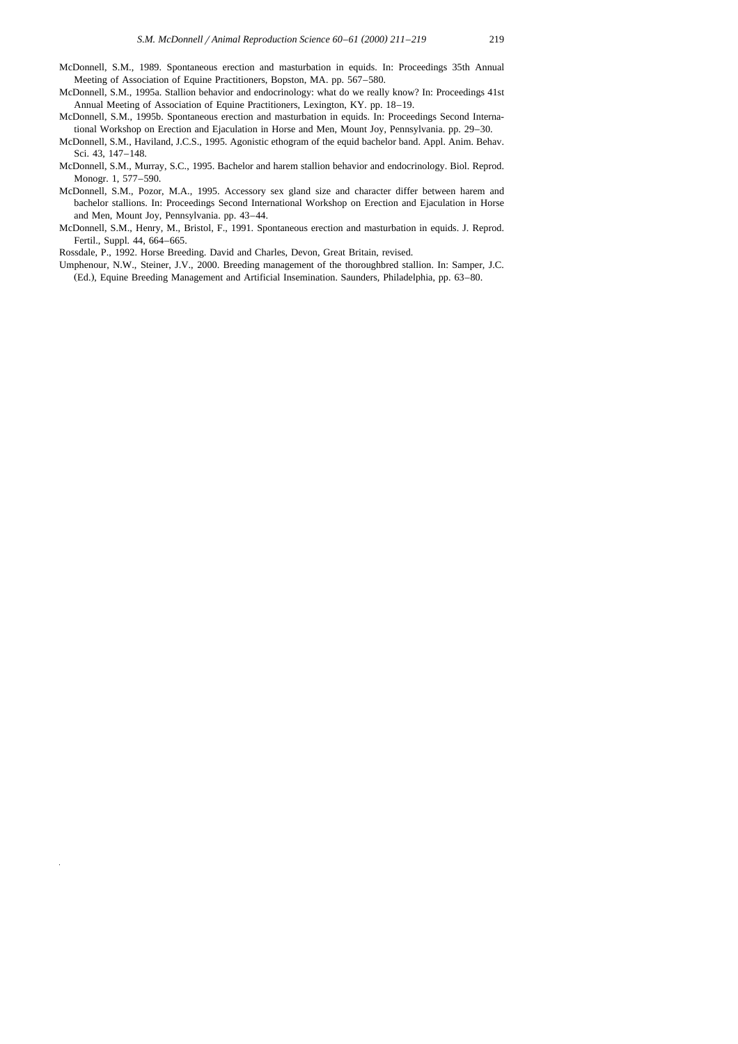McDonnell, S.M., 1989. Spontaneous erection and masturbation in equids. In: Proceedings 35th Annual Meeting of Association of Equine Practitioners, Bopston, MA. pp. 567–580.

McDonnell, S.M., 1995a. Stallion behavior and endocrinology: what do we really know? In: Proceedings 41st Annual Meeting of Association of Equine Practitioners, Lexington, KY. pp. 18–19.

McDonnell, S.M., 1995b. Spontaneous erection and masturbation in equids. In: Proceedings Second International Workshop on Erection and Ejaculation in Horse and Men, Mount Joy, Pennsylvania. pp. 29–30.

McDonnell, S.M., Haviland, J.C.S., 1995. Agonistic ethogram of the equid bachelor band. Appl. Anim. Behav. Sci. 43, 147–148.

McDonnell, S.M., Murray, S.C., 1995. Bachelor and harem stallion behavior and endocrinology. Biol. Reprod. Monogr. 1, 577–590.

McDonnell, S.M., Pozor, M.A., 1995. Accessory sex gland size and character differ between harem and bachelor stallions. In: Proceedings Second International Workshop on Erection and Ejaculation in Horse and Men, Mount Joy, Pennsylvania. pp. 43–44.

McDonnell, S.M., Henry, M., Bristol, F., 1991. Spontaneous erection and masturbation in equids. J. Reprod. Fertil., Suppl. 44, 664–665.

Rossdale, P., 1992. Horse Breeding. David and Charles, Devon, Great Britain, revised.

Umphenour, N.W., Steiner, J.V., 2000. Breeding management of the thoroughbred stallion. In: Samper, J.C. (Ed.), Equine Breeding Management and Artificial Insemination. Saunders, Philadelphia, pp. 63–80.